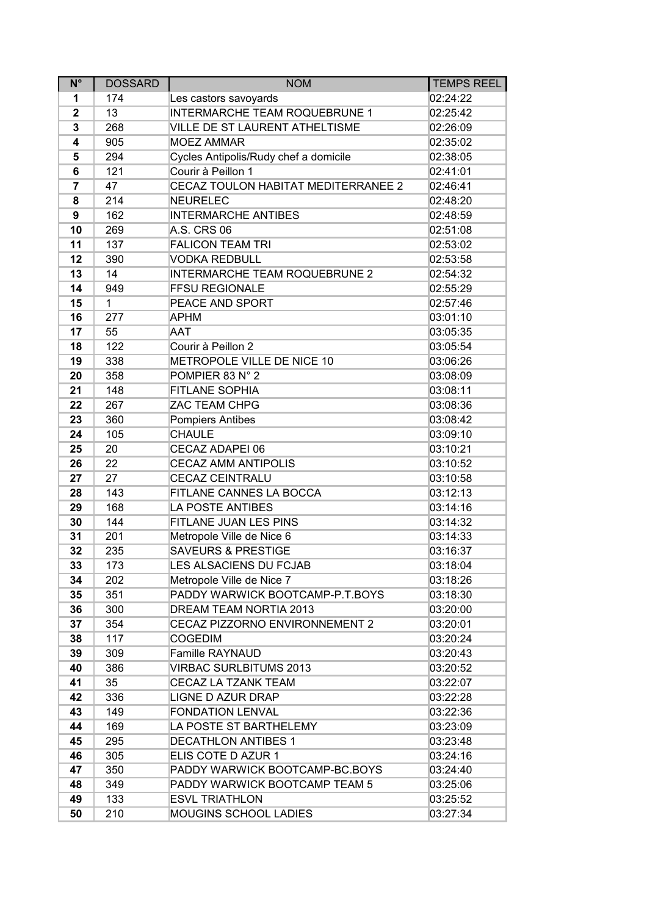| N° | DOSSARD | NOM | TEMPS REEL |
|---|---|---|---|
| 1 | 174 | Les castors savoyards | 02:24:22 |
| 2 | 13 | INTERMARCHE TEAM ROQUEBRUNE 1 | 02:25:42 |
| 3 | 268 | VILLE DE ST LAURENT ATHELTISME | 02:26:09 |
| 4 | 905 | MOEZ AMMAR | 02:35:02 |
| 5 | 294 | Cycles Antipolis/Rudy chef a domicile | 02:38:05 |
| 6 | 121 | Courir à Peillon 1 | 02:41:01 |
| 7 | 47 | CECAZ TOULON HABITAT MEDITERRANEE 2 | 02:46:41 |
| 8 | 214 | NEURELEC | 02:48:20 |
| 9 | 162 | INTERMARCHE ANTIBES | 02:48:59 |
| 10 | 269 | A.S. CRS 06 | 02:51:08 |
| 11 | 137 | FALICON TEAM TRI | 02:53:02 |
| 12 | 390 | VODKA REDBULL | 02:53:58 |
| 13 | 14 | INTERMARCHE TEAM ROQUEBRUNE 2 | 02:54:32 |
| 14 | 949 | FFSU REGIONALE | 02:55:29 |
| 15 | 1 | PEACE AND SPORT | 02:57:46 |
| 16 | 277 | APHM | 03:01:10 |
| 17 | 55 | AAT | 03:05:35 |
| 18 | 122 | Courir à Peillon 2 | 03:05:54 |
| 19 | 338 | METROPOLE VILLE DE NICE 10 | 03:06:26 |
| 20 | 358 | POMPIER 83 N° 2 | 03:08:09 |
| 21 | 148 | FITLANE SOPHIA | 03:08:11 |
| 22 | 267 | ZAC TEAM CHPG | 03:08:36 |
| 23 | 360 | Pompiers Antibes | 03:08:42 |
| 24 | 105 | CHAULE | 03:09:10 |
| 25 | 20 | CECAZ ADAPEI 06 | 03:10:21 |
| 26 | 22 | CECAZ AMM ANTIPOLIS | 03:10:52 |
| 27 | 27 | CECAZ CEINTRALU | 03:10:58 |
| 28 | 143 | FITLANE CANNES LA BOCCA | 03:12:13 |
| 29 | 168 | LA POSTE ANTIBES | 03:14:16 |
| 30 | 144 | FITLANE JUAN LES PINS | 03:14:32 |
| 31 | 201 | Metropole Ville de Nice 6 | 03:14:33 |
| 32 | 235 | SAVEURS & PRESTIGE | 03:16:37 |
| 33 | 173 | LES ALSACIENS DU FCJAB | 03:18:04 |
| 34 | 202 | Metropole Ville de Nice 7 | 03:18:26 |
| 35 | 351 | PADDY WARWICK BOOTCAMP-P.T.BOYS | 03:18:30 |
| 36 | 300 | DREAM TEAM NORTIA 2013 | 03:20:00 |
| 37 | 354 | CECAZ PIZZORNO ENVIRONNEMENT 2 | 03:20:01 |
| 38 | 117 | COGEDIM | 03:20:24 |
| 39 | 309 | Famille RAYNAUD | 03:20:43 |
| 40 | 386 | VIRBAC SURLBITUMS 2013 | 03:20:52 |
| 41 | 35 | CECAZ LA TZANK TEAM | 03:22:07 |
| 42 | 336 | LIGNE D AZUR DRAP | 03:22:28 |
| 43 | 149 | FONDATION LENVAL | 03:22:36 |
| 44 | 169 | LA POSTE ST BARTHELEMY | 03:23:09 |
| 45 | 295 | DECATHLON ANTIBES 1 | 03:23:48 |
| 46 | 305 | ELIS COTE D AZUR 1 | 03:24:16 |
| 47 | 350 | PADDY WARWICK BOOTCAMP-BC.BOYS | 03:24:40 |
| 48 | 349 | PADDY WARWICK BOOTCAMP TEAM 5 | 03:25:06 |
| 49 | 133 | ESVL TRIATHLON | 03:25:52 |
| 50 | 210 | MOUGINS SCHOOL LADIES | 03:27:34 |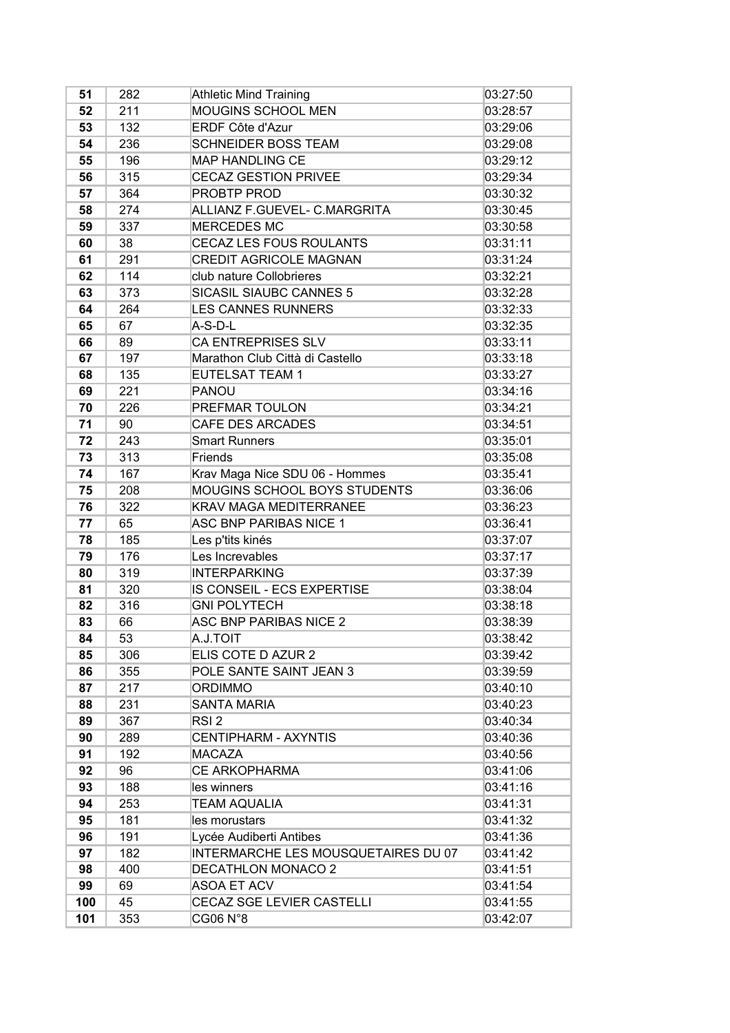| 51 | 282 | Athletic Mind Training | 03:27:50 |
|---|---|---|---|
| 52 | 211 | MOUGINS SCHOOL MEN | 03:28:57 |
| 53 | 132 | ERDF Côte d'Azur | 03:29:06 |
| 54 | 236 | SCHNEIDER BOSS TEAM | 03:29:08 |
| 55 | 196 | MAP HANDLING CE | 03:29:12 |
| 56 | 315 | CECAZ GESTION PRIVEE | 03:29:34 |
| 57 | 364 | PROBTP PROD | 03:30:32 |
| 58 | 274 | ALLIANZ F.GUEVEL- C.MARGRITA | 03:30:45 |
| 59 | 337 | MERCEDES MC | 03:30:58 |
| 60 | 38 | CECAZ LES FOUS ROULANTS | 03:31:11 |
| 61 | 291 | CREDIT AGRICOLE MAGNAN | 03:31:24 |
| 62 | 114 | club nature Collobrieres | 03:32:21 |
| 63 | 373 | SICASIL SIAUBC CANNES 5 | 03:32:28 |
| 64 | 264 | LES CANNES RUNNERS | 03:32:33 |
| 65 | 67 | A-S-D-L | 03:32:35 |
| 66 | 89 | CA ENTREPRISES SLV | 03:33:11 |
| 67 | 197 | Marathon Club Città di Castello | 03:33:18 |
| 68 | 135 | EUTELSAT TEAM 1 | 03:33:27 |
| 69 | 221 | PANOU | 03:34:16 |
| 70 | 226 | PREFMAR TOULON | 03:34:21 |
| 71 | 90 | CAFE DES ARCADES | 03:34:51 |
| 72 | 243 | Smart Runners | 03:35:01 |
| 73 | 313 | Friends | 03:35:08 |
| 74 | 167 | Krav Maga Nice SDU 06 - Hommes | 03:35:41 |
| 75 | 208 | MOUGINS SCHOOL BOYS STUDENTS | 03:36:06 |
| 76 | 322 | KRAV MAGA MEDITERRANEE | 03:36:23 |
| 77 | 65 | ASC BNP PARIBAS NICE 1 | 03:36:41 |
| 78 | 185 | Les p'tits kinés | 03:37:07 |
| 79 | 176 | Les Increvables | 03:37:17 |
| 80 | 319 | INTERPARKING | 03:37:39 |
| 81 | 320 | IS CONSEIL - ECS EXPERTISE | 03:38:04 |
| 82 | 316 | GNI POLYTECH | 03:38:18 |
| 83 | 66 | ASC BNP PARIBAS NICE 2 | 03:38:39 |
| 84 | 53 | A.J.TOIT | 03:38:42 |
| 85 | 306 | ELIS COTE D AZUR 2 | 03:39:42 |
| 86 | 355 | POLE SANTE SAINT JEAN 3 | 03:39:59 |
| 87 | 217 | ORDIMMO | 03:40:10 |
| 88 | 231 | SANTA MARIA | 03:40:23 |
| 89 | 367 | RSI 2 | 03:40:34 |
| 90 | 289 | CENTIPHARM - AXYNTIS | 03:40:36 |
| 91 | 192 | MACAZA | 03:40:56 |
| 92 | 96 | CE ARKOPHARMA | 03:41:06 |
| 93 | 188 | les winners | 03:41:16 |
| 94 | 253 | TEAM AQUALIA | 03:41:31 |
| 95 | 181 | les morustars | 03:41:32 |
| 96 | 191 | Lycée Audiberti Antibes | 03:41:36 |
| 97 | 182 | INTERMARCHE LES MOUSQUETAIRES DU 07 | 03:41:42 |
| 98 | 400 | DECATHLON MONACO 2 | 03:41:51 |
| 99 | 69 | ASOA ET ACV | 03:41:54 |
| 100 | 45 | CECAZ SGE LEVIER CASTELLI | 03:41:55 |
| 101 | 353 | CG06 N°8 | 03:42:07 |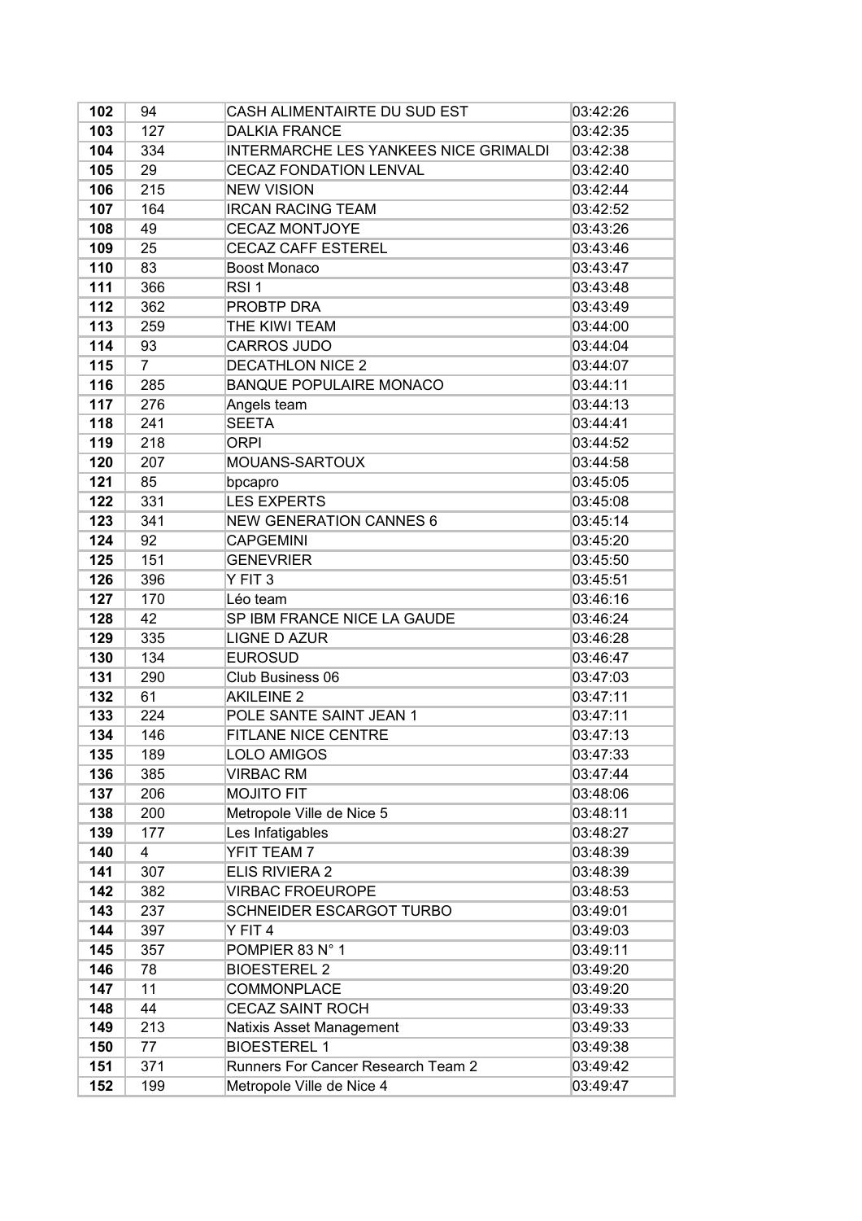| 102 | 94 | CASH ALIMENTAIRTE DU SUD EST | 03:42:26 |
|---|---|---|---|
| 103 | 127 | DALKIA FRANCE | 03:42:35 |
| 104 | 334 | INTERMARCHE LES YANKEES NICE GRIMALDI | 03:42:38 |
| 105 | 29 | CECAZ FONDATION LENVAL | 03:42:40 |
| 106 | 215 | NEW VISION | 03:42:44 |
| 107 | 164 | IRCAN RACING TEAM | 03:42:52 |
| 108 | 49 | CECAZ MONTJOYE | 03:43:26 |
| 109 | 25 | CECAZ CAFF ESTEREL | 03:43:46 |
| 110 | 83 | Boost Monaco | 03:43:47 |
| 111 | 366 | RSI 1 | 03:43:48 |
| 112 | 362 | PROBTP DRA | 03:43:49 |
| 113 | 259 | THE KIWI TEAM | 03:44:00 |
| 114 | 93 | CARROS JUDO | 03:44:04 |
| 115 | 7 | DECATHLON NICE 2 | 03:44:07 |
| 116 | 285 | BANQUE POPULAIRE MONACO | 03:44:11 |
| 117 | 276 | Angels team | 03:44:13 |
| 118 | 241 | SEETA | 03:44:41 |
| 119 | 218 | ORPI | 03:44:52 |
| 120 | 207 | MOUANS-SARTOUX | 03:44:58 |
| 121 | 85 | bpcapro | 03:45:05 |
| 122 | 331 | LES EXPERTS | 03:45:08 |
| 123 | 341 | NEW GENERATION CANNES 6 | 03:45:14 |
| 124 | 92 | CAPGEMINI | 03:45:20 |
| 125 | 151 | GENEVRIER | 03:45:50 |
| 126 | 396 | Y FIT 3 | 03:45:51 |
| 127 | 170 | Léo team | 03:46:16 |
| 128 | 42 | SP IBM FRANCE NICE LA GAUDE | 03:46:24 |
| 129 | 335 | LIGNE D AZUR | 03:46:28 |
| 130 | 134 | EUROSUD | 03:46:47 |
| 131 | 290 | Club Business 06 | 03:47:03 |
| 132 | 61 | AKILEINE 2 | 03:47:11 |
| 133 | 224 | POLE SANTE SAINT JEAN 1 | 03:47:11 |
| 134 | 146 | FITLANE NICE CENTRE | 03:47:13 |
| 135 | 189 | LOLO AMIGOS | 03:47:33 |
| 136 | 385 | VIRBAC RM | 03:47:44 |
| 137 | 206 | MOJITO FIT | 03:48:06 |
| 138 | 200 | Metropole Ville de Nice 5 | 03:48:11 |
| 139 | 177 | Les Infatigables | 03:48:27 |
| 140 | 4 | YFIT TEAM 7 | 03:48:39 |
| 141 | 307 | ELIS RIVIERA 2 | 03:48:39 |
| 142 | 382 | VIRBAC FROEUROPE | 03:48:53 |
| 143 | 237 | SCHNEIDER ESCARGOT TURBO | 03:49:01 |
| 144 | 397 | Y FIT 4 | 03:49:03 |
| 145 | 357 | POMPIER 83 N° 1 | 03:49:11 |
| 146 | 78 | BIOESTEREL 2 | 03:49:20 |
| 147 | 11 | COMMONPLACE | 03:49:20 |
| 148 | 44 | CECAZ SAINT ROCH | 03:49:33 |
| 149 | 213 | Natixis Asset Management | 03:49:33 |
| 150 | 77 | BIOESTEREL 1 | 03:49:38 |
| 151 | 371 | Runners For Cancer Research Team 2 | 03:49:42 |
| 152 | 199 | Metropole Ville de Nice 4 | 03:49:47 |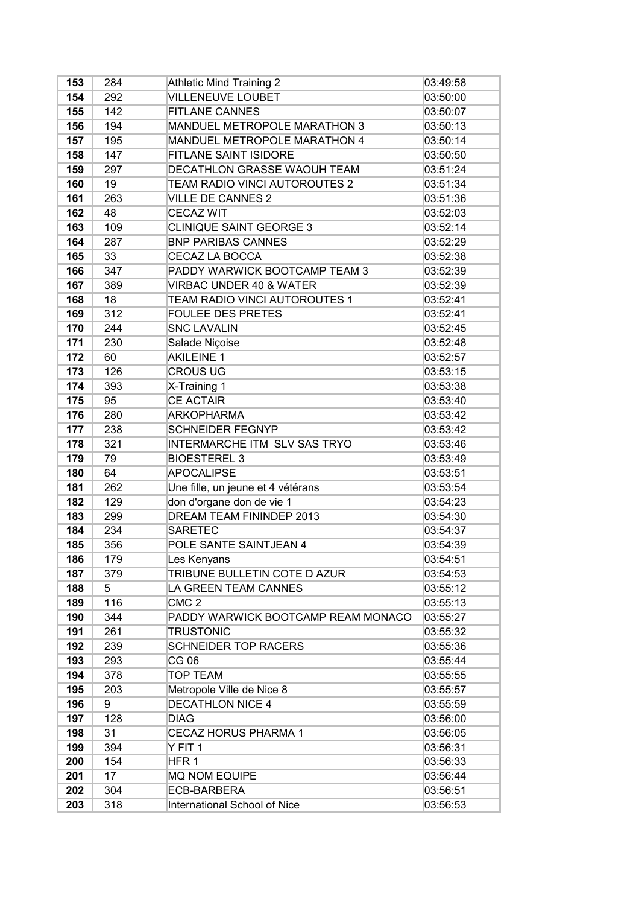| 153 | 284 | Athletic Mind Training 2 | 03:49:58 |
|---|---|---|---|
| 154 | 292 | VILLENEUVE LOUBET | 03:50:00 |
| 155 | 142 | FITLANE CANNES | 03:50:07 |
| 156 | 194 | MANDUEL METROPOLE MARATHON 3 | 03:50:13 |
| 157 | 195 | MANDUEL METROPOLE MARATHON 4 | 03:50:14 |
| 158 | 147 | FITLANE SAINT ISIDORE | 03:50:50 |
| 159 | 297 | DECATHLON GRASSE WAOUH TEAM | 03:51:24 |
| 160 | 19 | TEAM RADIO VINCI AUTOROUTES 2 | 03:51:34 |
| 161 | 263 | VILLE DE CANNES 2 | 03:51:36 |
| 162 | 48 | CECAZ WIT | 03:52:03 |
| 163 | 109 | CLINIQUE SAINT GEORGE 3 | 03:52:14 |
| 164 | 287 | BNP PARIBAS CANNES | 03:52:29 |
| 165 | 33 | CECAZ LA BOCCA | 03:52:38 |
| 166 | 347 | PADDY WARWICK BOOTCAMP TEAM 3 | 03:52:39 |
| 167 | 389 | VIRBAC UNDER 40 & WATER | 03:52:39 |
| 168 | 18 | TEAM RADIO VINCI AUTOROUTES 1 | 03:52:41 |
| 169 | 312 | FOULEE DES PRETES | 03:52:41 |
| 170 | 244 | SNC LAVALIN | 03:52:45 |
| 171 | 230 | Salade Niçoise | 03:52:48 |
| 172 | 60 | AKILEINE 1 | 03:52:57 |
| 173 | 126 | CROUS UG | 03:53:15 |
| 174 | 393 | X-Training 1 | 03:53:38 |
| 175 | 95 | CE ACTAIR | 03:53:40 |
| 176 | 280 | ARKOPHARMA | 03:53:42 |
| 177 | 238 | SCHNEIDER FEGNYP | 03:53:42 |
| 178 | 321 | INTERMARCHE ITM SLV SAS TRYO | 03:53:46 |
| 179 | 79 | BIOESTEREL 3 | 03:53:49 |
| 180 | 64 | APOCALIPSE | 03:53:51 |
| 181 | 262 | Une fille, un jeune et 4 vétérans | 03:53:54 |
| 182 | 129 | don d'organe don de vie 1 | 03:54:23 |
| 183 | 299 | DREAM TEAM FININDEP 2013 | 03:54:30 |
| 184 | 234 | SARETEC | 03:54:37 |
| 185 | 356 | POLE SANTE SAINTJEAN 4 | 03:54:39 |
| 186 | 179 | Les Kenyans | 03:54:51 |
| 187 | 379 | TRIBUNE BULLETIN COTE D AZUR | 03:54:53 |
| 188 | 5 | LA GREEN TEAM CANNES | 03:55:12 |
| 189 | 116 | CMC 2 | 03:55:13 |
| 190 | 344 | PADDY WARWICK BOOTCAMP REAM MONACO | 03:55:27 |
| 191 | 261 | TRUSTONIC | 03:55:32 |
| 192 | 239 | SCHNEIDER TOP RACERS | 03:55:36 |
| 193 | 293 | CG 06 | 03:55:44 |
| 194 | 378 | TOP TEAM | 03:55:55 |
| 195 | 203 | Metropole Ville de Nice 8 | 03:55:57 |
| 196 | 9 | DECATHLON NICE 4 | 03:55:59 |
| 197 | 128 | DIAG | 03:56:00 |
| 198 | 31 | CECAZ HORUS PHARMA 1 | 03:56:05 |
| 199 | 394 | Y FIT 1 | 03:56:31 |
| 200 | 154 | HFR 1 | 03:56:33 |
| 201 | 17 | MQ NOM EQUIPE | 03:56:44 |
| 202 | 304 | ECB-BARBERA | 03:56:51 |
| 203 | 318 | International School of Nice | 03:56:53 |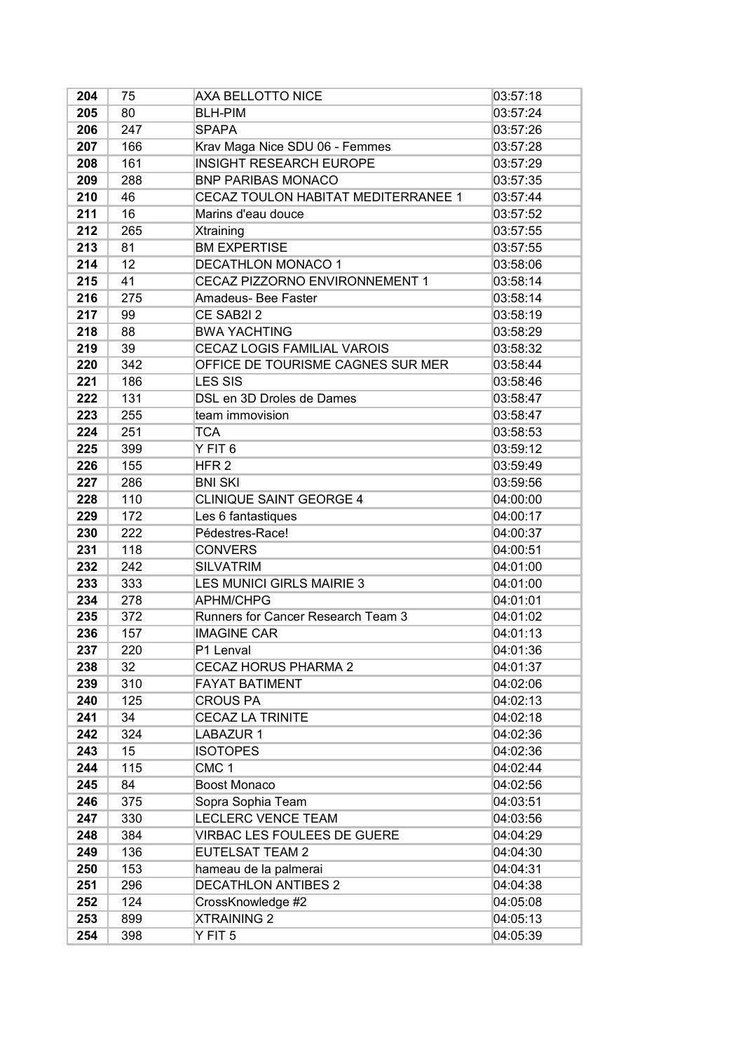| 204 | 75 | AXA BELLOTTO NICE | 03:57:18 |
|---|---|---|---|
| 205 | 80 | BLH-PIM | 03:57:24 |
| 206 | 247 | SPAPA | 03:57:26 |
| 207 | 166 | Krav Maga Nice SDU 06 - Femmes | 03:57:28 |
| 208 | 161 | INSIGHT RESEARCH EUROPE | 03:57:29 |
| 209 | 288 | BNP PARIBAS MONACO | 03:57:35 |
| 210 | 46 | CECAZ TOULON HABITAT MEDITERRANEE 1 | 03:57:44 |
| 211 | 16 | Marins d'eau douce | 03:57:52 |
| 212 | 265 | Xtraining | 03:57:55 |
| 213 | 81 | BM EXPERTISE | 03:57:55 |
| 214 | 12 | DECATHLON MONACO 1 | 03:58:06 |
| 215 | 41 | CECAZ PIZZORNO ENVIRONNEMENT 1 | 03:58:14 |
| 216 | 275 | Amadeus- Bee Faster | 03:58:14 |
| 217 | 99 | CE SAB2I 2 | 03:58:19 |
| 218 | 88 | BWA YACHTING | 03:58:29 |
| 219 | 39 | CECAZ LOGIS FAMILIAL VAROIS | 03:58:32 |
| 220 | 342 | OFFICE DE TOURISME CAGNES SUR MER | 03:58:44 |
| 221 | 186 | LES SIS | 03:58:46 |
| 222 | 131 | DSL en 3D Droles de Dames | 03:58:47 |
| 223 | 255 | team immovision | 03:58:47 |
| 224 | 251 | TCA | 03:58:53 |
| 225 | 399 | Y FIT 6 | 03:59:12 |
| 226 | 155 | HFR 2 | 03:59:49 |
| 227 | 286 | BNI SKI | 03:59:56 |
| 228 | 110 | CLINIQUE SAINT GEORGE 4 | 04:00:00 |
| 229 | 172 | Les 6 fantastiques | 04:00:17 |
| 230 | 222 | Pédestres-Race! | 04:00:37 |
| 231 | 118 | CONVERS | 04:00:51 |
| 232 | 242 | SILVATRIM | 04:01:00 |
| 233 | 333 | LES MUNICI GIRLS MAIRIE 3 | 04:01:00 |
| 234 | 278 | APHM/CHPG | 04:01:01 |
| 235 | 372 | Runners for Cancer Research Team 3 | 04:01:02 |
| 236 | 157 | IMAGINE CAR | 04:01:13 |
| 237 | 220 | P1 Lenval | 04:01:36 |
| 238 | 32 | CECAZ HORUS PHARMA 2 | 04:01:37 |
| 239 | 310 | FAYAT BATIMENT | 04:02:06 |
| 240 | 125 | CROUS PA | 04:02:13 |
| 241 | 34 | CECAZ LA TRINITE | 04:02:18 |
| 242 | 324 | LABAZUR 1 | 04:02:36 |
| 243 | 15 | ISOTOPES | 04:02:36 |
| 244 | 115 | CMC 1 | 04:02:44 |
| 245 | 84 | Boost Monaco | 04:02:56 |
| 246 | 375 | Sopra Sophia Team | 04:03:51 |
| 247 | 330 | LECLERC VENCE TEAM | 04:03:56 |
| 248 | 384 | VIRBAC LES FOULEES DE GUERE | 04:04:29 |
| 249 | 136 | EUTELSAT TEAM 2 | 04:04:30 |
| 250 | 153 | hameau de la palmerai | 04:04:31 |
| 251 | 296 | DECATHLON ANTIBES 2 | 04:04:38 |
| 252 | 124 | CrossKnowledge #2 | 04:05:08 |
| 253 | 899 | XTRAINING 2 | 04:05:13 |
| 254 | 398 | Y FIT 5 | 04:05:39 |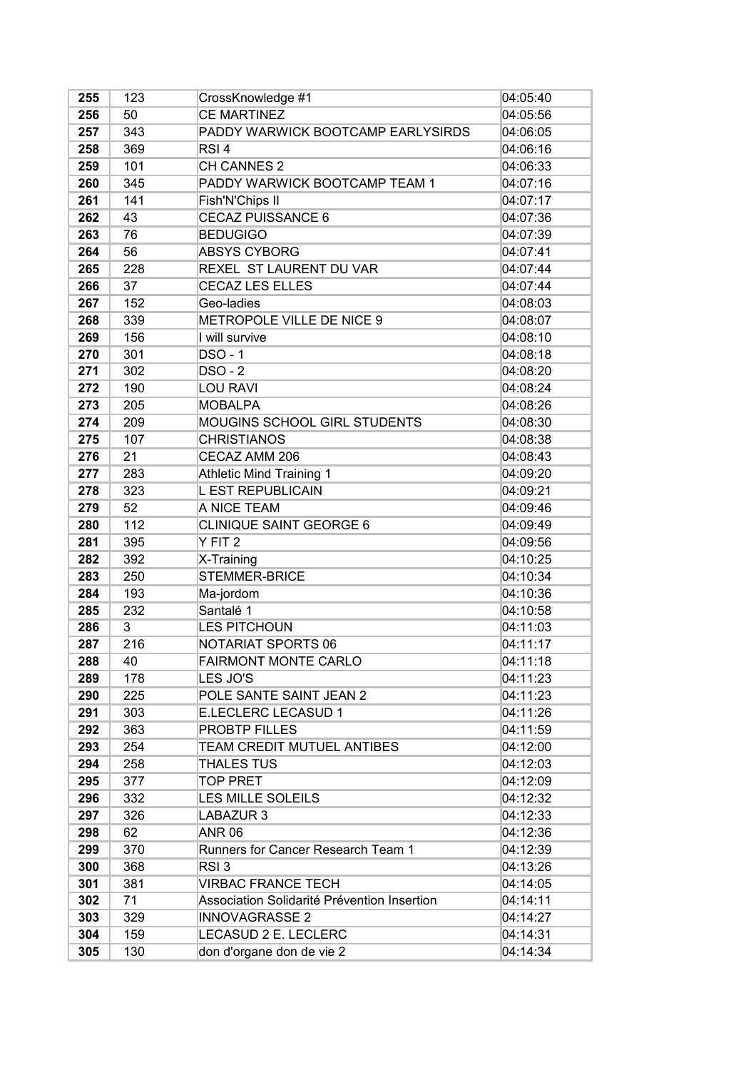| | | | |
|---|---|---|---|
| **255** | 123 | CrossKnowledge #1 | 04:05:40 |
| **256** | 50 | CE MARTINEZ | 04:05:56 |
| **257** | 343 | PADDY WARWICK BOOTCAMP EARLYSIRDS | 04:06:05 |
| **258** | 369 | RSI 4 | 04:06:16 |
| **259** | 101 | CH CANNES 2 | 04:06:33 |
| **260** | 345 | PADDY WARWICK BOOTCAMP TEAM 1 | 04:07:16 |
| **261** | 141 | Fish'N'Chips II | 04:07:17 |
| **262** | 43 | CECAZ PUISSANCE 6 | 04:07:36 |
| **263** | 76 | BEDUGIGO | 04:07:39 |
| **264** | 56 | ABSYS CYBORG | 04:07:41 |
| **265** | 228 | REXEL ST LAURENT DU VAR | 04:07:44 |
| **266** | 37 | CECAZ LES ELLES | 04:07:44 |
| **267** | 152 | Geo-ladies | 04:08:03 |
| **268** | 339 | METROPOLE VILLE DE NICE 9 | 04:08:07 |
| **269** | 156 | I will survive | 04:08:10 |
| **270** | 301 | DSO - 1 | 04:08:18 |
| **271** | 302 | DSO - 2 | 04:08:20 |
| **272** | 190 | LOU RAVI | 04:08:24 |
| **273** | 205 | MOBALPA | 04:08:26 |
| **274** | 209 | MOUGINS SCHOOL GIRL STUDENTS | 04:08:30 |
| **275** | 107 | CHRISTIANOS | 04:08:38 |
| **276** | 21 | CECAZ AMM 206 | 04:08:43 |
| **277** | 283 | Athletic Mind Training 1 | 04:09:20 |
| **278** | 323 | L EST REPUBLICAIN | 04:09:21 |
| **279** | 52 | A NICE TEAM | 04:09:46 |
| **280** | 112 | CLINIQUE SAINT GEORGE 6 | 04:09:49 |
| **281** | 395 | Y FIT 2 | 04:09:56 |
| **282** | 392 | X-Training | 04:10:25 |
| **283** | 250 | STEMMER-BRICE | 04:10:34 |
| **284** | 193 | Ma-jordom | 04:10:36 |
| **285** | 232 | Santalé 1 | 04:10:58 |
| **286** | 3 | LES PITCHOUN | 04:11:03 |
| **287** | 216 | NOTARIAT SPORTS 06 | 04:11:17 |
| **288** | 40 | FAIRMONT MONTE CARLO | 04:11:18 |
| **289** | 178 | LES JO'S | 04:11:23 |
| **290** | 225 | POLE SANTE SAINT JEAN 2 | 04:11:23 |
| **291** | 303 | E.LECLERC LECASUD 1 | 04:11:26 |
| **292** | 363 | PROBTP FILLES | 04:11:59 |
| **293** | 254 | TEAM CREDIT MUTUEL ANTIBES | 04:12:00 |
| **294** | 258 | THALES TUS | 04:12:03 |
| **295** | 377 | TOP PRET | 04:12:09 |
| **296** | 332 | LES MILLE SOLEILS | 04:12:32 |
| **297** | 326 | LABAZUR 3 | 04:12:33 |
| **298** | 62 | ANR 06 | 04:12:36 |
| **299** | 370 | Runners for Cancer Research Team 1 | 04:12:39 |
| **300** | 368 | RSI 3 | 04:13:26 |
| **301** | 381 | VIRBAC FRANCE TECH | 04:14:05 |
| **302** | 71 | Association Solidarité Prévention Insertion | 04:14:11 |
| **303** | 329 | INNOVAGRASSE 2 | 04:14:27 |
| **304** | 159 | LECASUD 2 E. LECLERC | 04:14:31 |
| **305** | 130 | don d'organe don de vie 2 | 04:14:34 |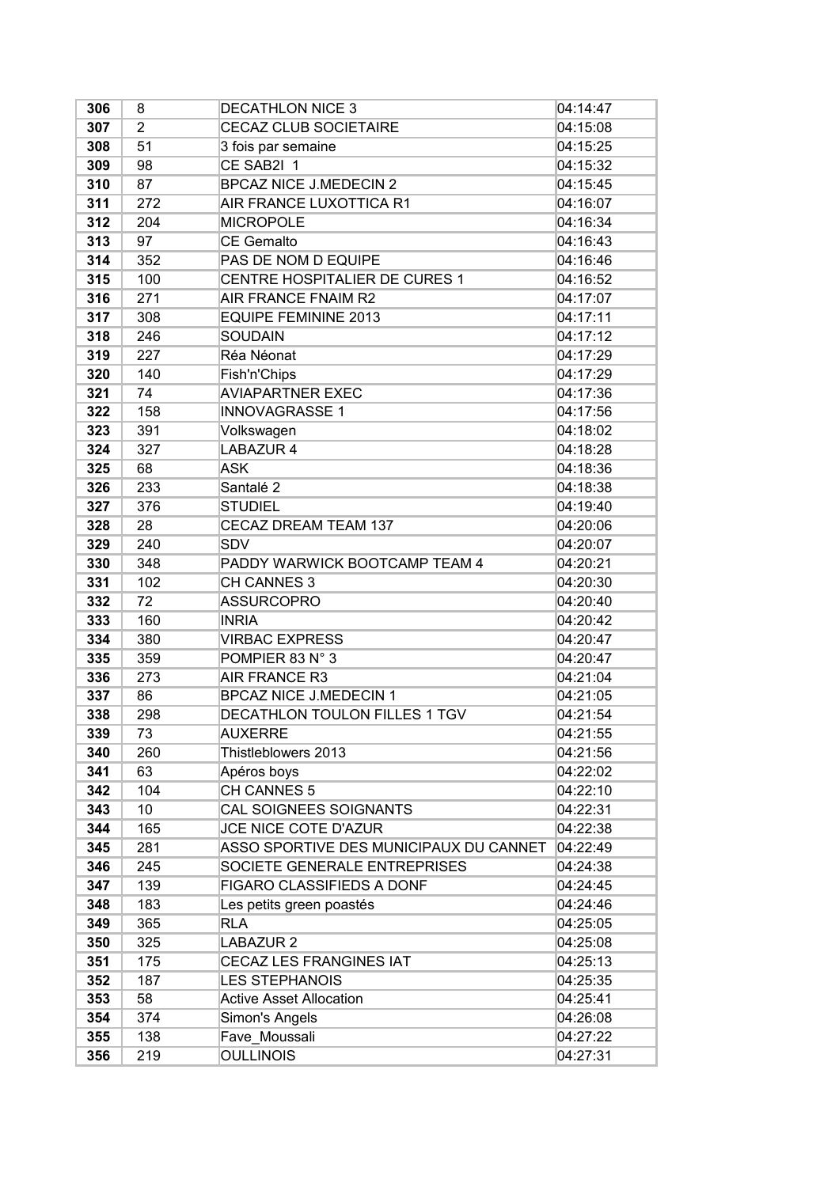| | | | |
|---|---|---|---|
| **306** | 8 | DECATHLON NICE 3 | 04:14:47 |
| **307** | 2 | CECAZ CLUB SOCIETAIRE | 04:15:08 |
| **308** | 51 | 3 fois par semaine | 04:15:25 |
| **309** | 98 | CE SAB2I 1 | 04:15:32 |
| **310** | 87 | BPCAZ NICE J.MEDECIN 2 | 04:15:45 |
| **311** | 272 | AIR FRANCE LUXOTTICA R1 | 04:16:07 |
| **312** | 204 | MICROPOLE | 04:16:34 |
| **313** | 97 | CE Gemalto | 04:16:43 |
| **314** | 352 | PAS DE NOM D EQUIPE | 04:16:46 |
| **315** | 100 | CENTRE HOSPITALIER DE CURES 1 | 04:16:52 |
| **316** | 271 | AIR FRANCE FNAIM R2 | 04:17:07 |
| **317** | 308 | EQUIPE FEMININE 2013 | 04:17:11 |
| **318** | 246 | SOUDAIN | 04:17:12 |
| **319** | 227 | Réa Néonat | 04:17:29 |
| **320** | 140 | Fish'n'Chips | 04:17:29 |
| **321** | 74 | AVIAPARTNER EXEC | 04:17:36 |
| **322** | 158 | INNOVAGRASSE 1 | 04:17:56 |
| **323** | 391 | Volkswagen | 04:18:02 |
| **324** | 327 | LABAZUR 4 | 04:18:28 |
| **325** | 68 | ASK | 04:18:36 |
| **326** | 233 | Santalé 2 | 04:18:38 |
| **327** | 376 | STUDIEL | 04:19:40 |
| **328** | 28 | CECAZ DREAM TEAM 137 | 04:20:06 |
| **329** | 240 | SDV | 04:20:07 |
| **330** | 348 | PADDY WARWICK BOOTCAMP TEAM 4 | 04:20:21 |
| **331** | 102 | CH CANNES 3 | 04:20:30 |
| **332** | 72 | ASSURCOPRO | 04:20:40 |
| **333** | 160 | INRIA | 04:20:42 |
| **334** | 380 | VIRBAC EXPRESS | 04:20:47 |
| **335** | 359 | POMPIER 83 N° 3 | 04:20:47 |
| **336** | 273 | AIR FRANCE R3 | 04:21:04 |
| **337** | 86 | BPCAZ NICE J.MEDECIN 1 | 04:21:05 |
| **338** | 298 | DECATHLON TOULON FILLES 1 TGV | 04:21:54 |
| **339** | 73 | AUXERRE | 04:21:55 |
| **340** | 260 | Thistleblowers 2013 | 04:21:56 |
| **341** | 63 | Apéros boys | 04:22:02 |
| **342** | 104 | CH CANNES 5 | 04:22:10 |
| **343** | 10 | CAL SOIGNEES SOIGNANTS | 04:22:31 |
| **344** | 165 | JCE NICE COTE D'AZUR | 04:22:38 |
| **345** | 281 | ASSO SPORTIVE DES MUNICIPAUX DU CANNET | 04:22:49 |
| **346** | 245 | SOCIETE GENERALE ENTREPRISES | 04:24:38 |
| **347** | 139 | FIGARO CLASSIFIEDS A DONF | 04:24:45 |
| **348** | 183 | Les petits green poastés | 04:24:46 |
| **349** | 365 | RLA | 04:25:05 |
| **350** | 325 | LABAZUR 2 | 04:25:08 |
| **351** | 175 | CECAZ LES FRANGINES IAT | 04:25:13 |
| **352** | 187 | LES STEPHANOIS | 04:25:35 |
| **353** | 58 | Active Asset Allocation | 04:25:41 |
| **354** | 374 | Simon's Angels | 04:26:08 |
| **355** | 138 | Fave_Moussali | 04:27:22 |
| **356** | 219 | OULLINOIS | 04:27:31 |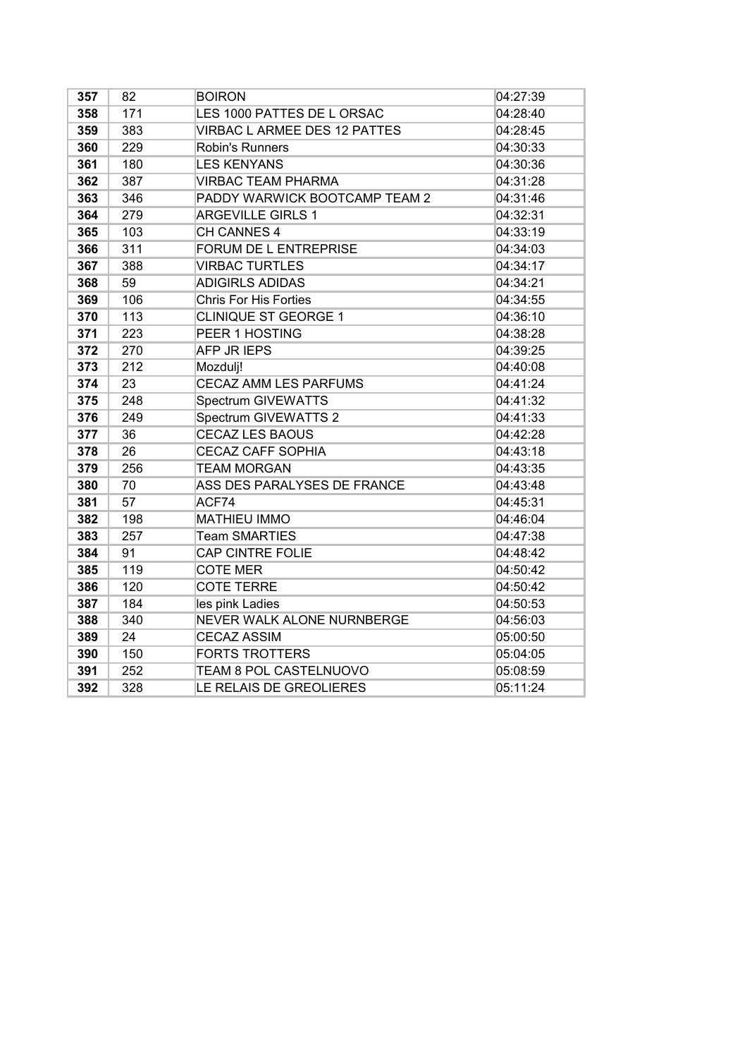| | | | |
|---|---|---|---|
| **357** | 82 | BOIRON | 04:27:39 |
| **358** | 171 | LES 1000 PATTES DE L ORSAC | 04:28:40 |
| **359** | 383 | VIRBAC L ARMEE DES 12 PATTES | 04:28:45 |
| **360** | 229 | Robin's Runners | 04:30:33 |
| **361** | 180 | LES KENYANS | 04:30:36 |
| **362** | 387 | VIRBAC TEAM PHARMA | 04:31:28 |
| **363** | 346 | PADDY WARWICK BOOTCAMP TEAM 2 | 04:31:46 |
| **364** | 279 | ARGEVILLE GIRLS 1 | 04:32:31 |
| **365** | 103 | CH CANNES 4 | 04:33:19 |
| **366** | 311 | FORUM DE L ENTREPRISE | 04:34:03 |
| **367** | 388 | VIRBAC TURTLES | 04:34:17 |
| **368** | 59 | ADIGIRLS ADIDAS | 04:34:21 |
| **369** | 106 | Chris For His Forties | 04:34:55 |
| **370** | 113 | CLINIQUE ST GEORGE 1 | 04:36:10 |
| **371** | 223 | PEER 1 HOSTING | 04:38:28 |
| **372** | 270 | AFP JR IEPS | 04:39:25 |
| **373** | 212 | Mozdulj! | 04:40:08 |
| **374** | 23 | CECAZ AMM LES PARFUMS | 04:41:24 |
| **375** | 248 | Spectrum GIVEWATTS | 04:41:32 |
| **376** | 249 | Spectrum GIVEWATTS 2 | 04:41:33 |
| **377** | 36 | CECAZ LES BAOUS | 04:42:28 |
| **378** | 26 | CECAZ CAFF SOPHIA | 04:43:18 |
| **379** | 256 | TEAM MORGAN | 04:43:35 |
| **380** | 70 | ASS DES PARALYSES DE FRANCE | 04:43:48 |
| **381** | 57 | ACF74 | 04:45:31 |
| **382** | 198 | MATHIEU IMMO | 04:46:04 |
| **383** | 257 | Team SMARTIES | 04:47:38 |
| **384** | 91 | CAP CINTRE FOLIE | 04:48:42 |
| **385** | 119 | COTE MER | 04:50:42 |
| **386** | 120 | COTE TERRE | 04:50:42 |
| **387** | 184 | les pink Ladies | 04:50:53 |
| **388** | 340 | NEVER WALK ALONE NURNBERGE | 04:56:03 |
| **389** | 24 | CECAZ ASSIM | 05:00:50 |
| **390** | 150 | FORTS TROTTERS | 05:04:05 |
| **391** | 252 | TEAM 8 POL CASTELNUOVO | 05:08:59 |
| **392** | 328 | LE RELAIS DE GREOLIERES | 05:11:24 |